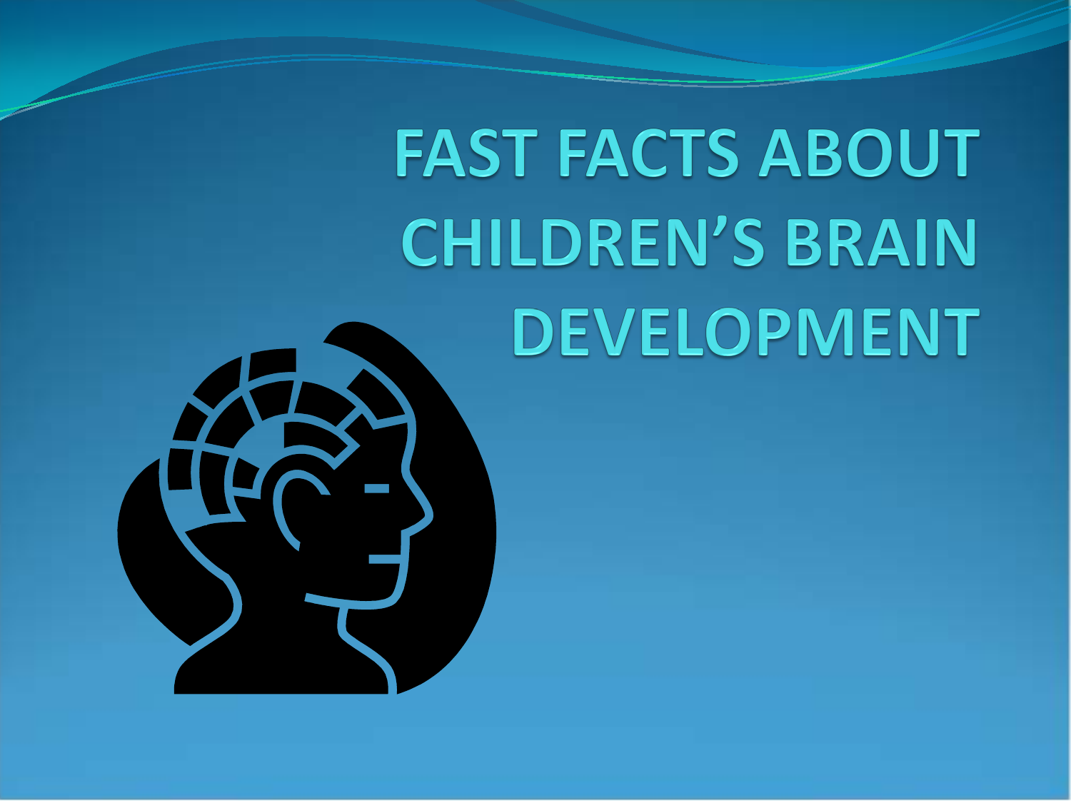# FAST FACTS ABOUT CHILDREN'S BRAIN DEVELOPMENT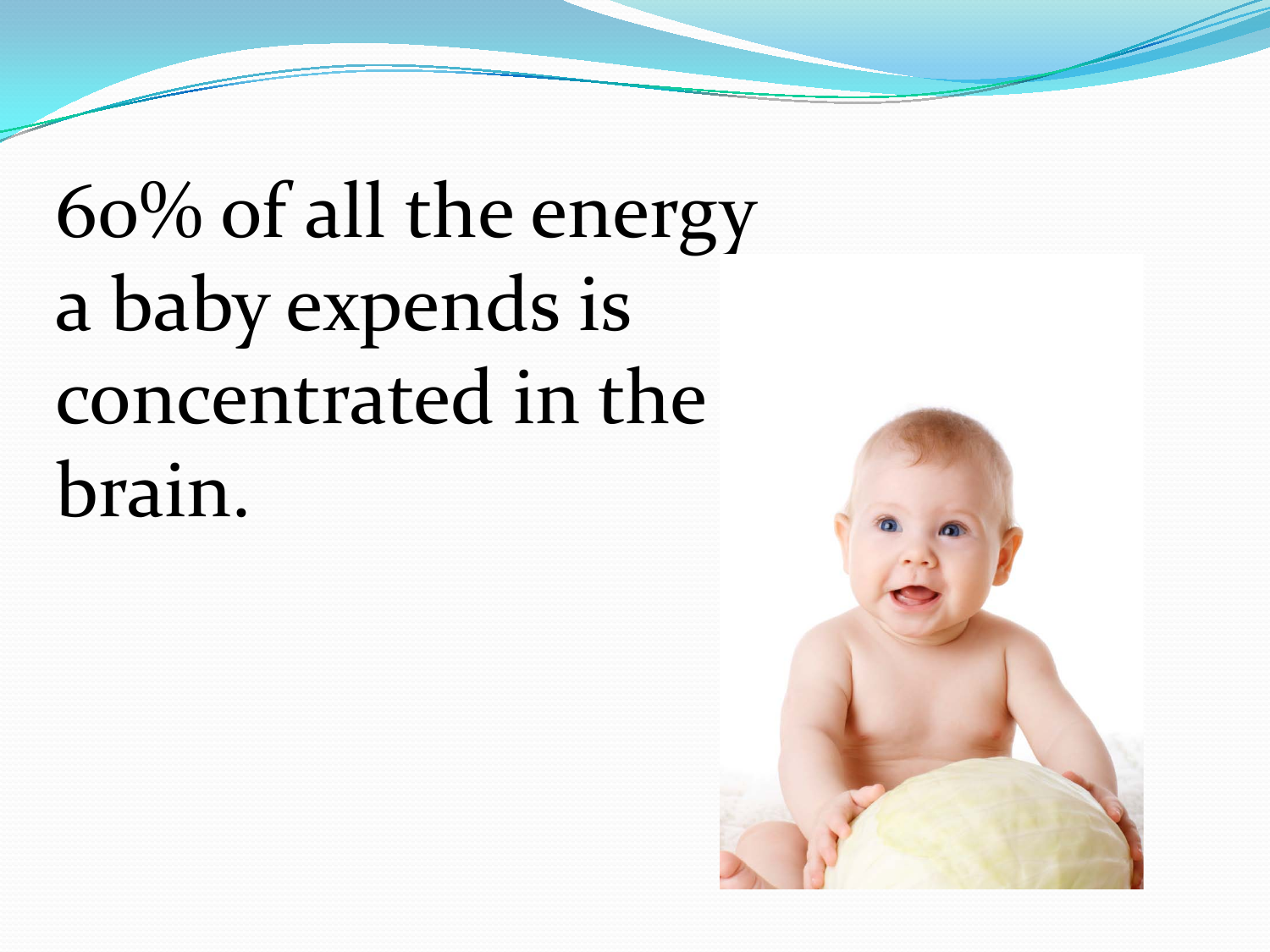60% of all the energy a baby expends is concentrated in the brain.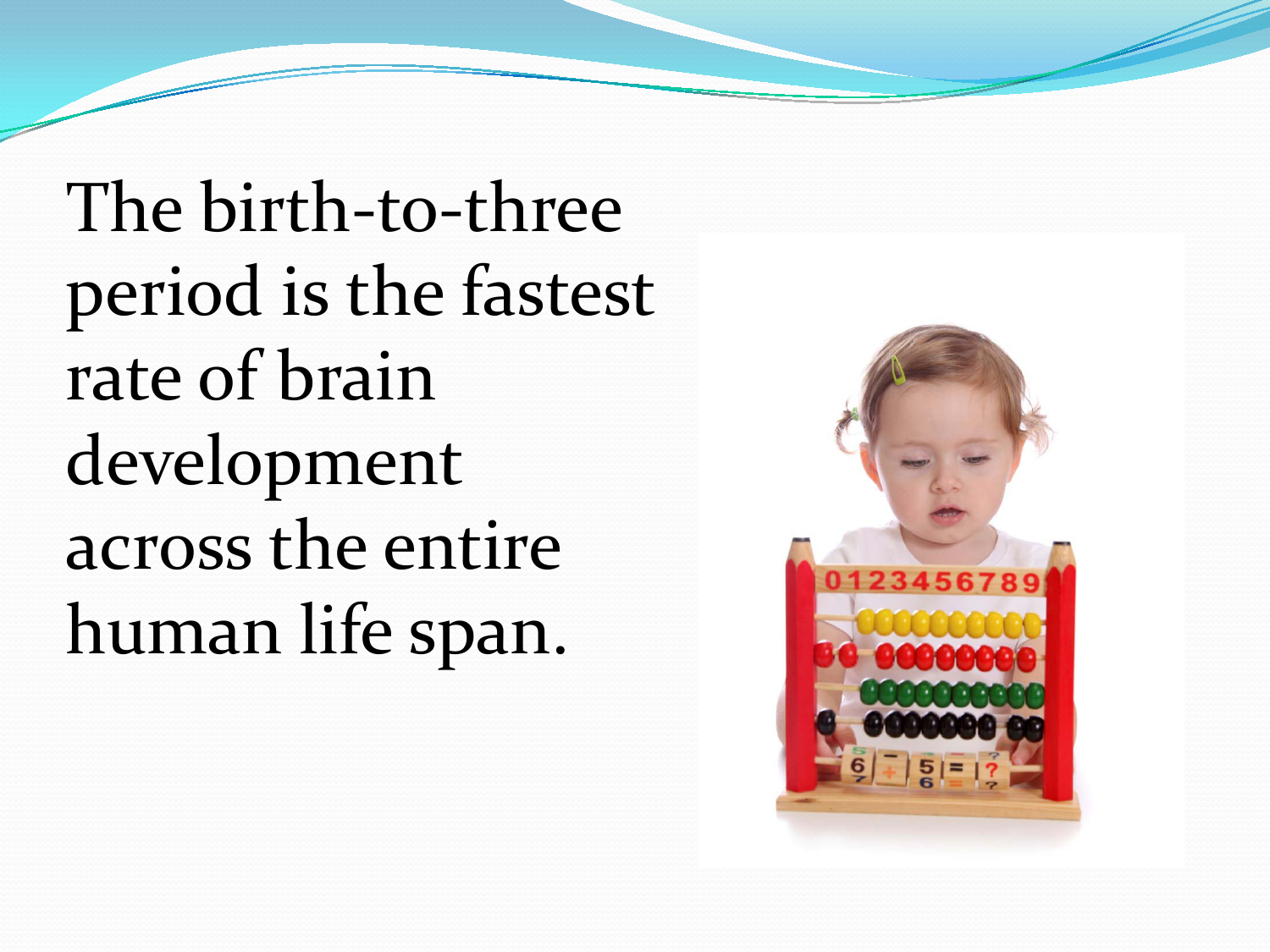The birth-to-three period is the fastest rate of brain development across the entire human life span.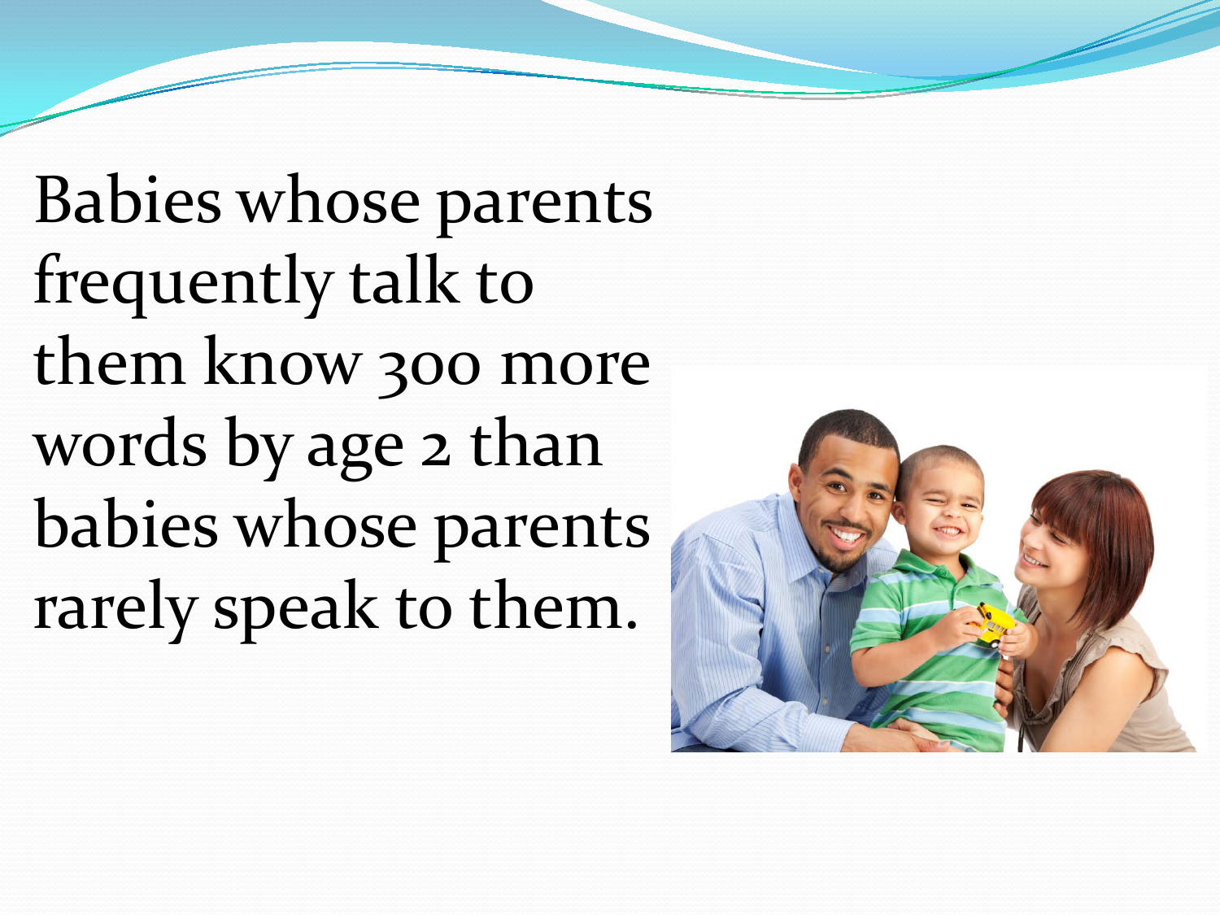Babies whose parents frequently talk to them know 300 more words by age 2 than babies whose parents rarely speak to them.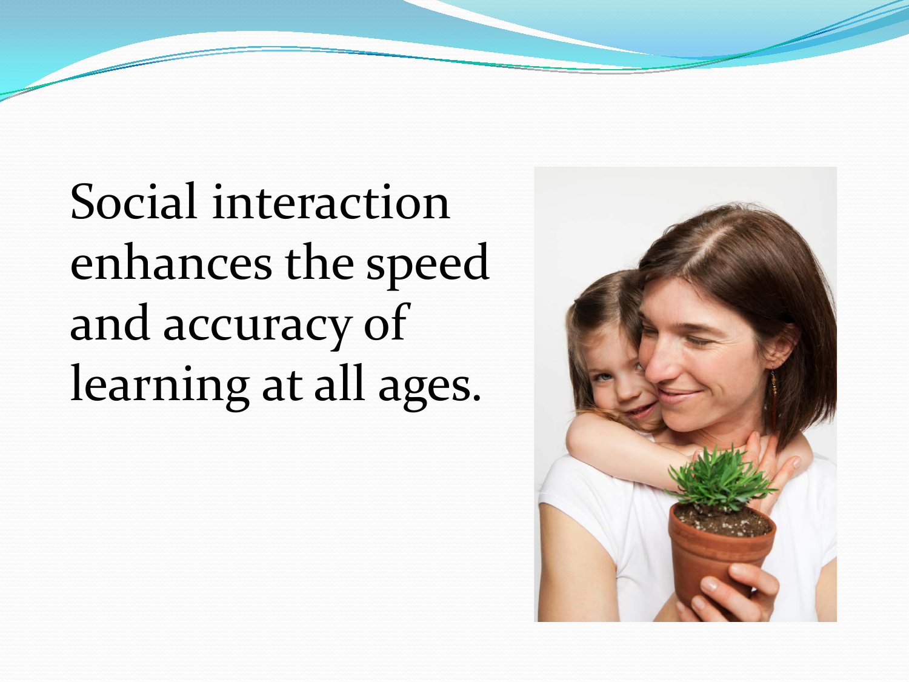Social interaction enhances the speed and accuracy of learning at all ages.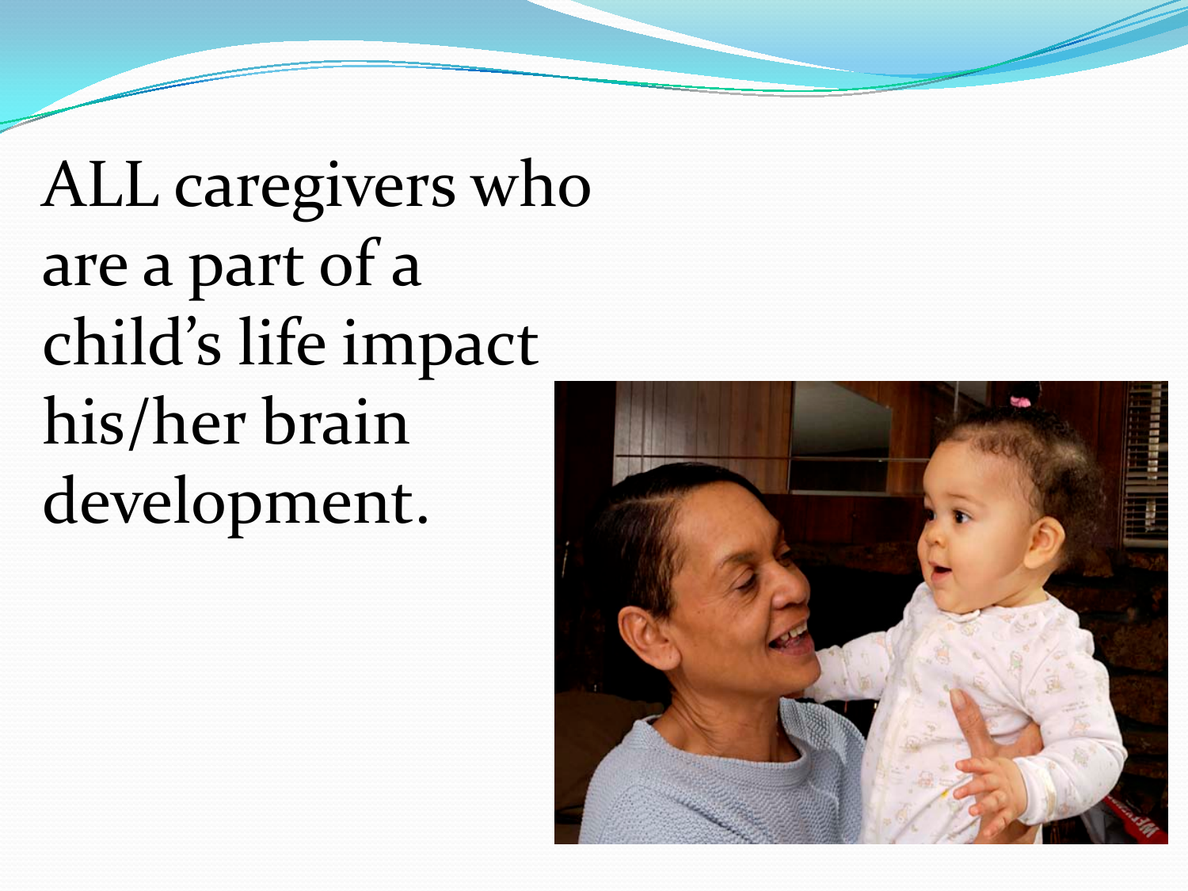ALL caregivers who are a part of a child's life impact his/her brain development.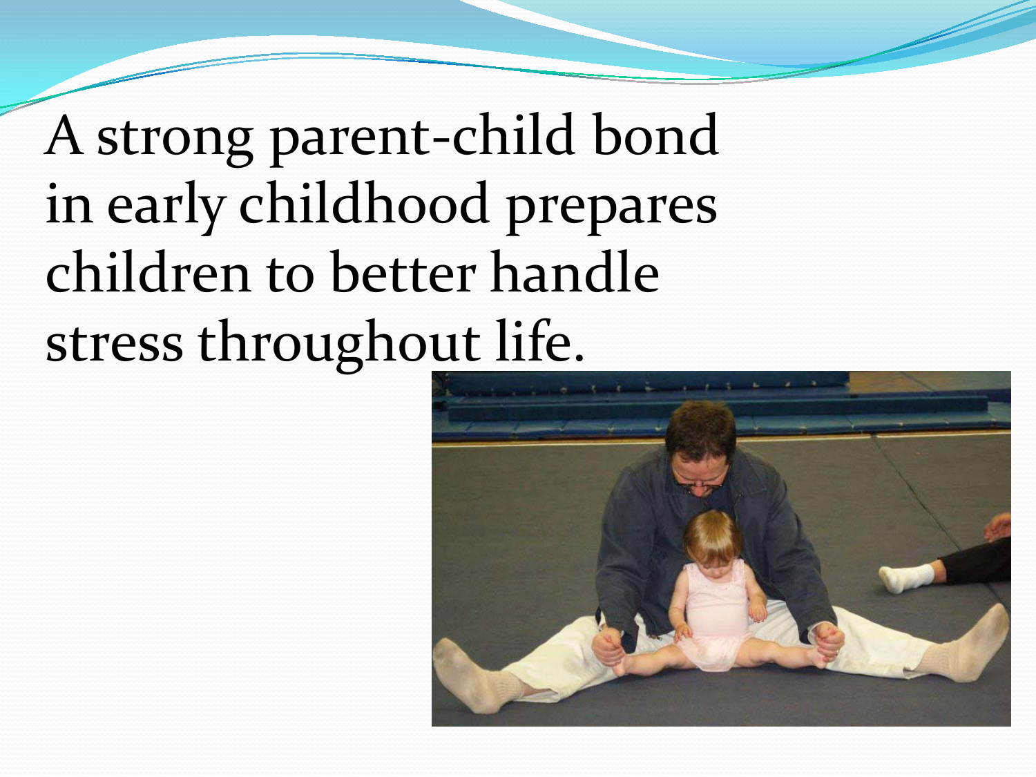A strong parent-child bond in early childhood prepares children to better handle stress throughout life.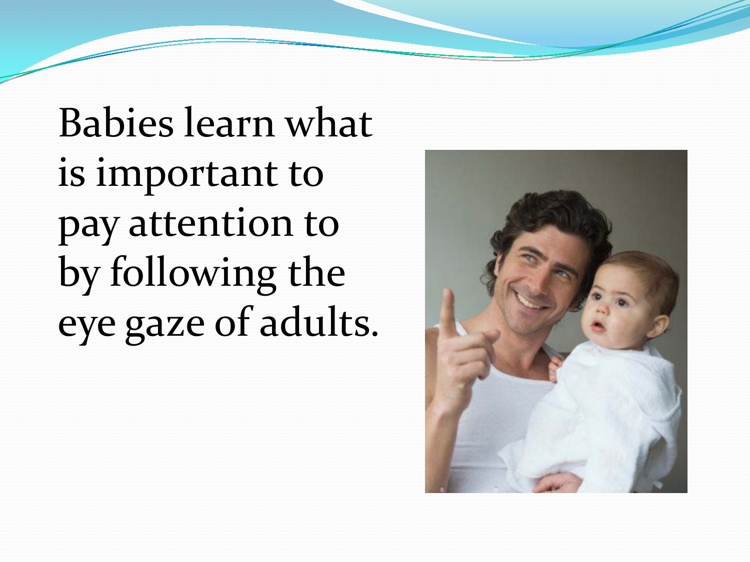Babies learn what is important to pay attention to by following the eye gaze of adults.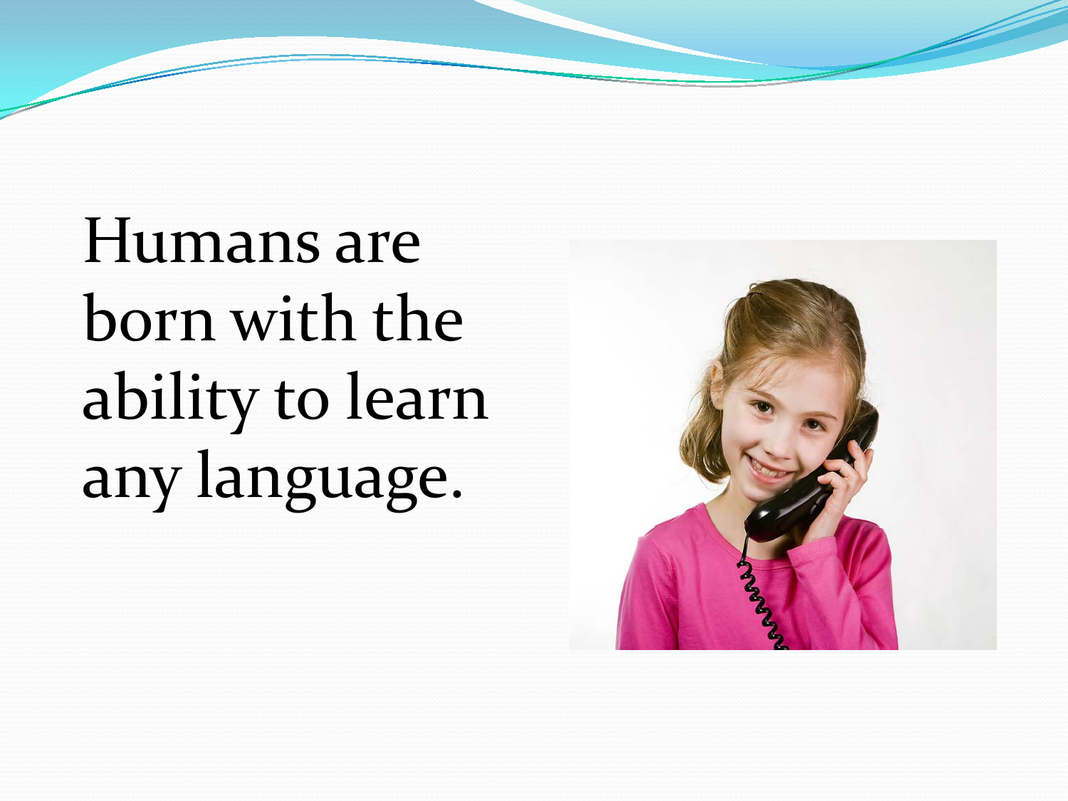Humans are born with the ability to learn any language.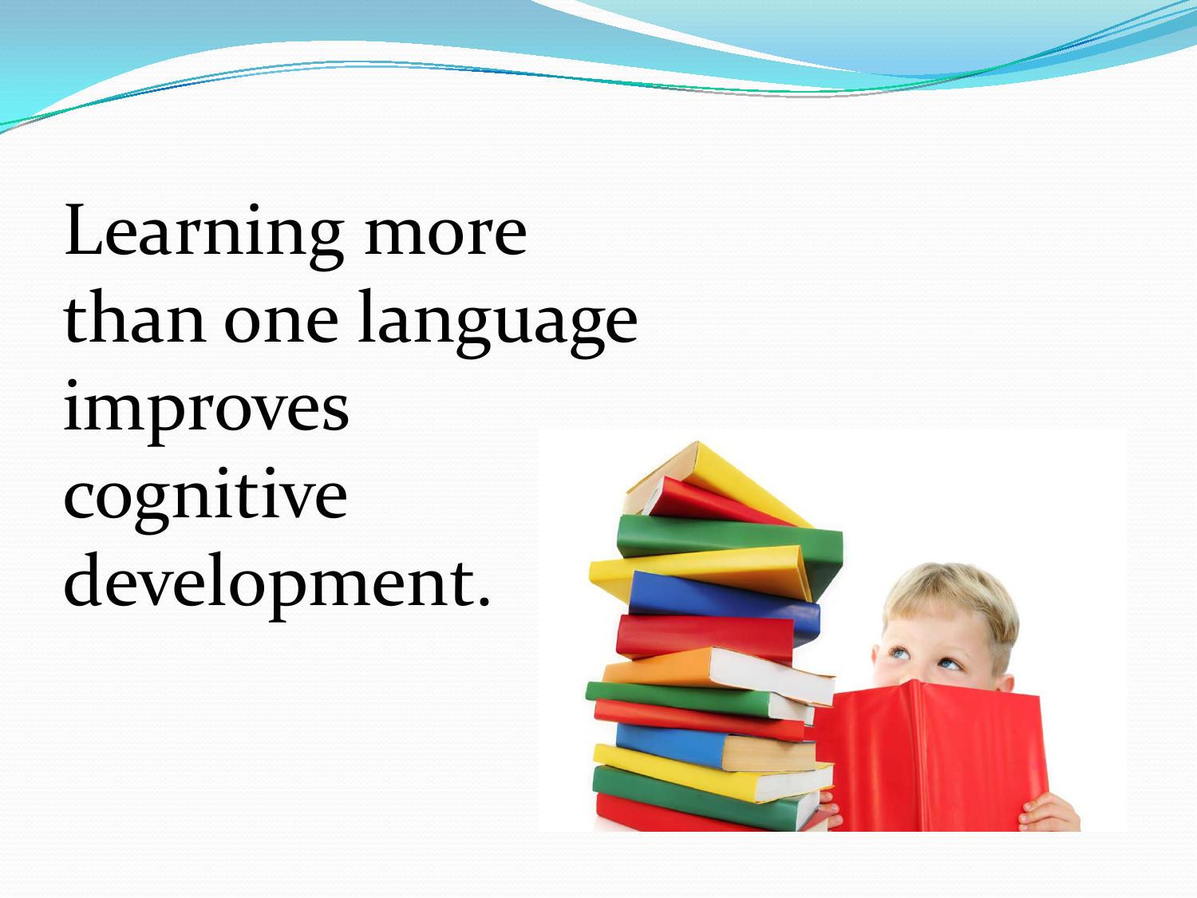Learning more than one language improves cognitive development.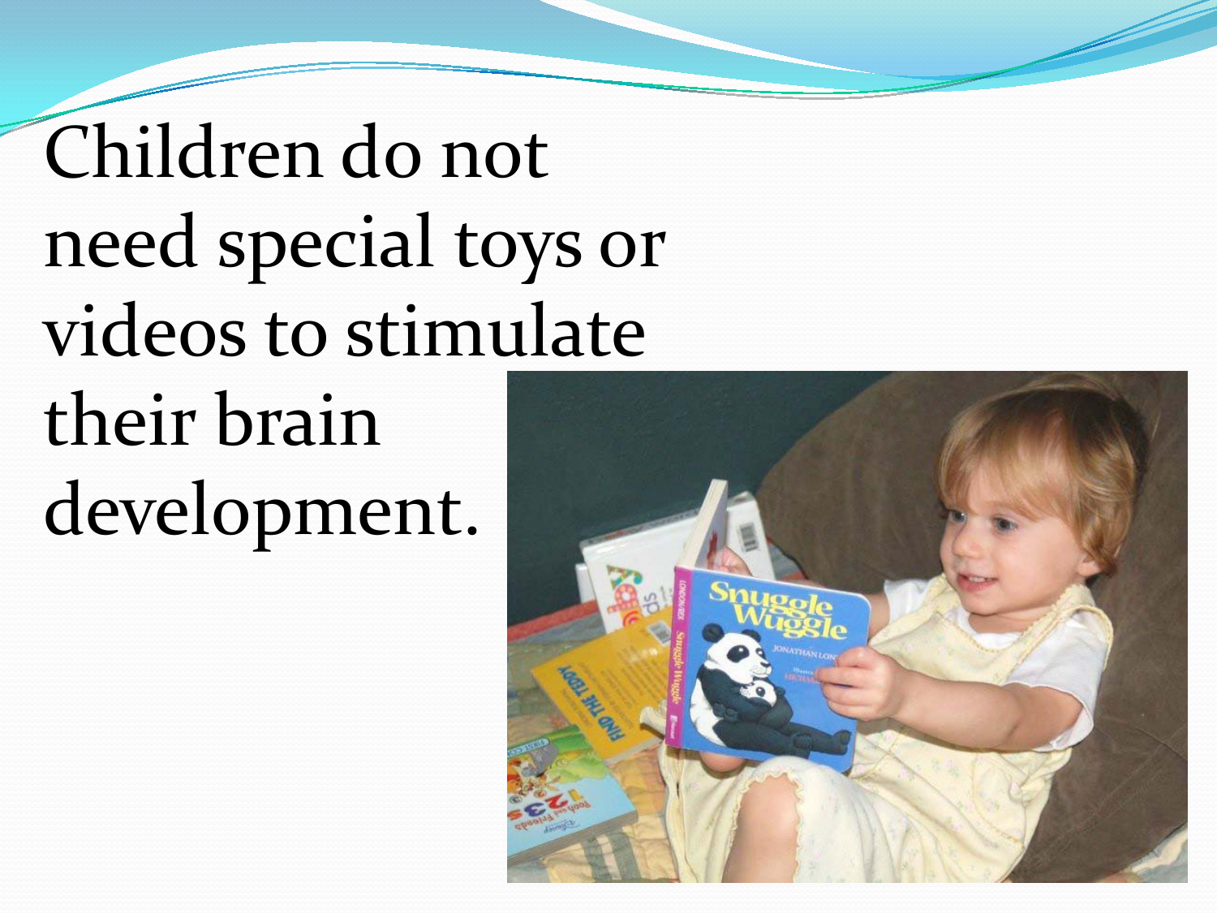Children do not need special toys or videos to stimulate their brain development.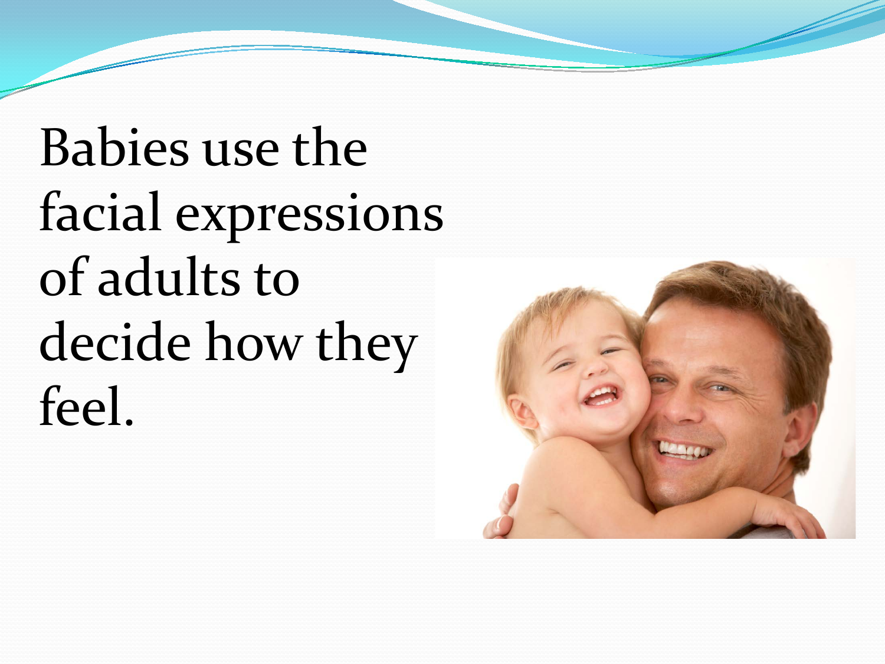Babies use the facial expressions of adults to decide how they feel.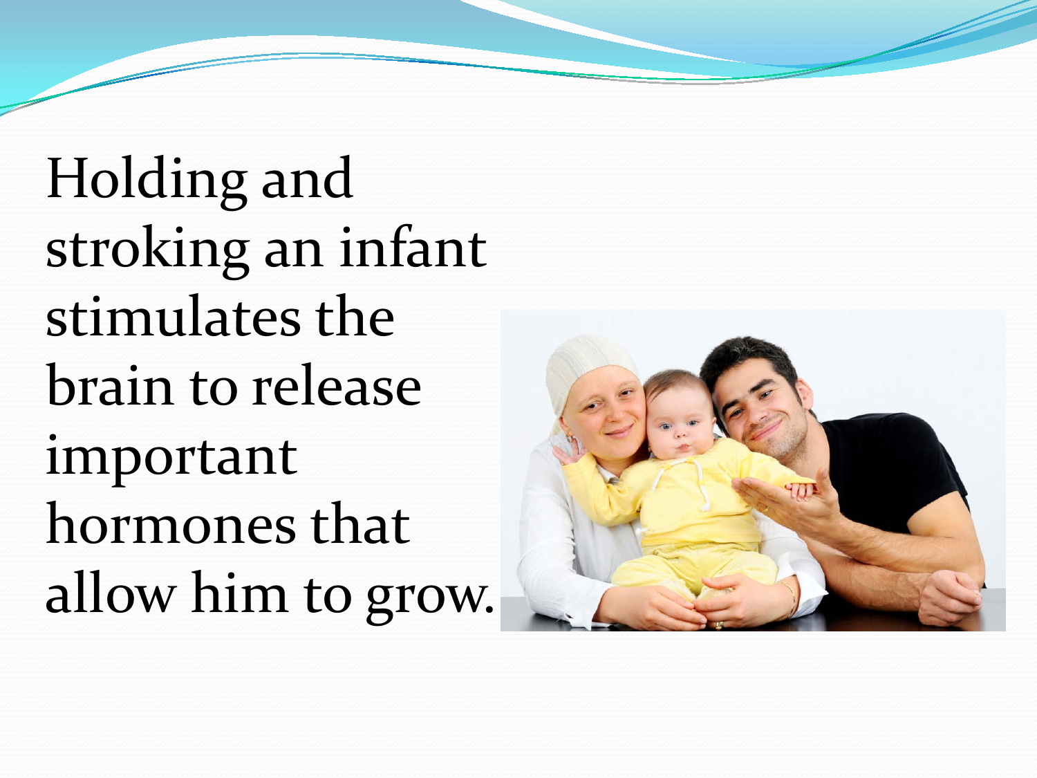Holding and stroking an infant stimulates the brain to release important hormones that allow him to grow.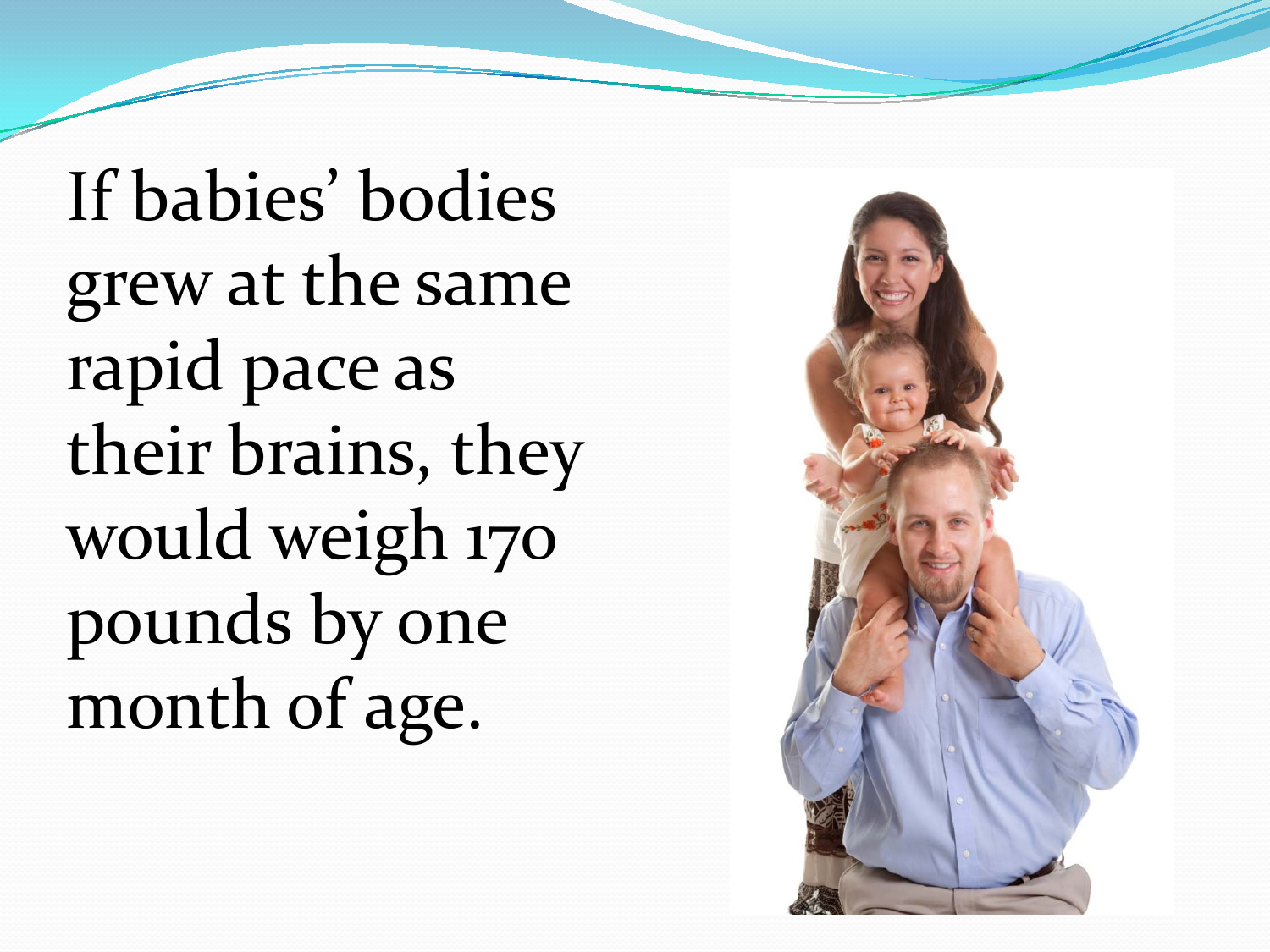If babies' bodies grew at the same rapid pace as their brains, they would weigh 170 pounds by one month of age.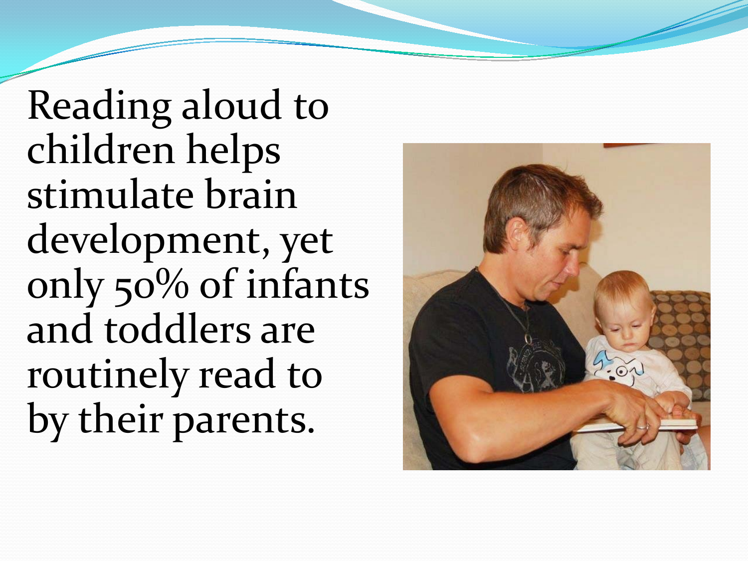Reading aloud to children helps stimulate brain development, yet only 50% of infants and toddlers are routinely read to by their parents.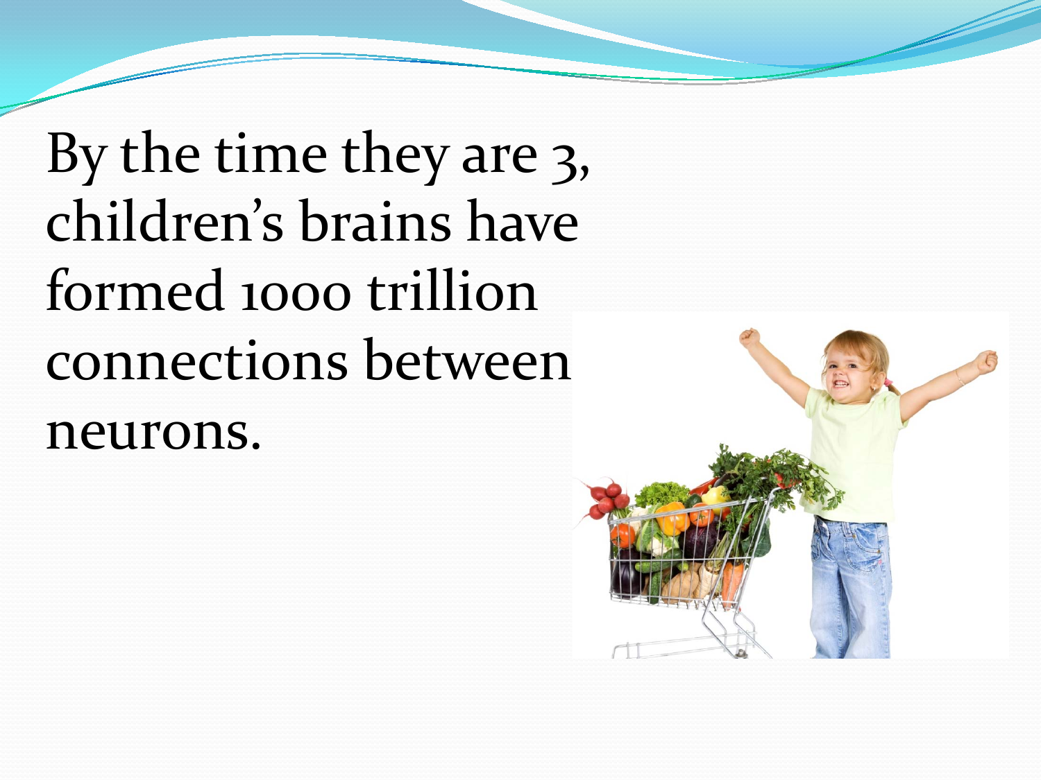By the time they are 3, children's brains have formed 1000 trillion connections between neurons.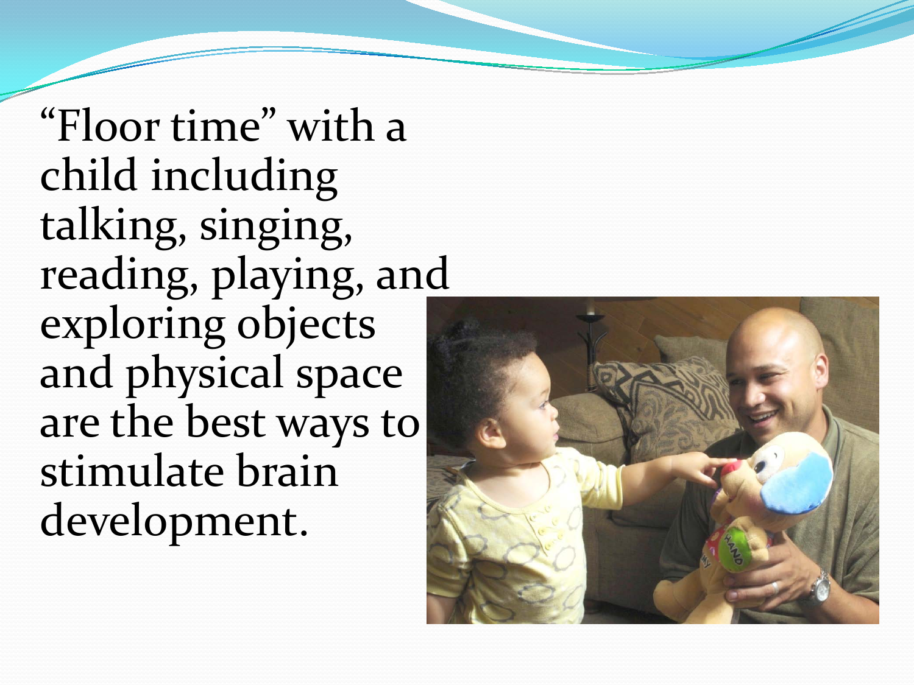"Floor time" with a child including talking, singing, reading, playing, and exploring objects and physical space are the best ways to stimulate brain development.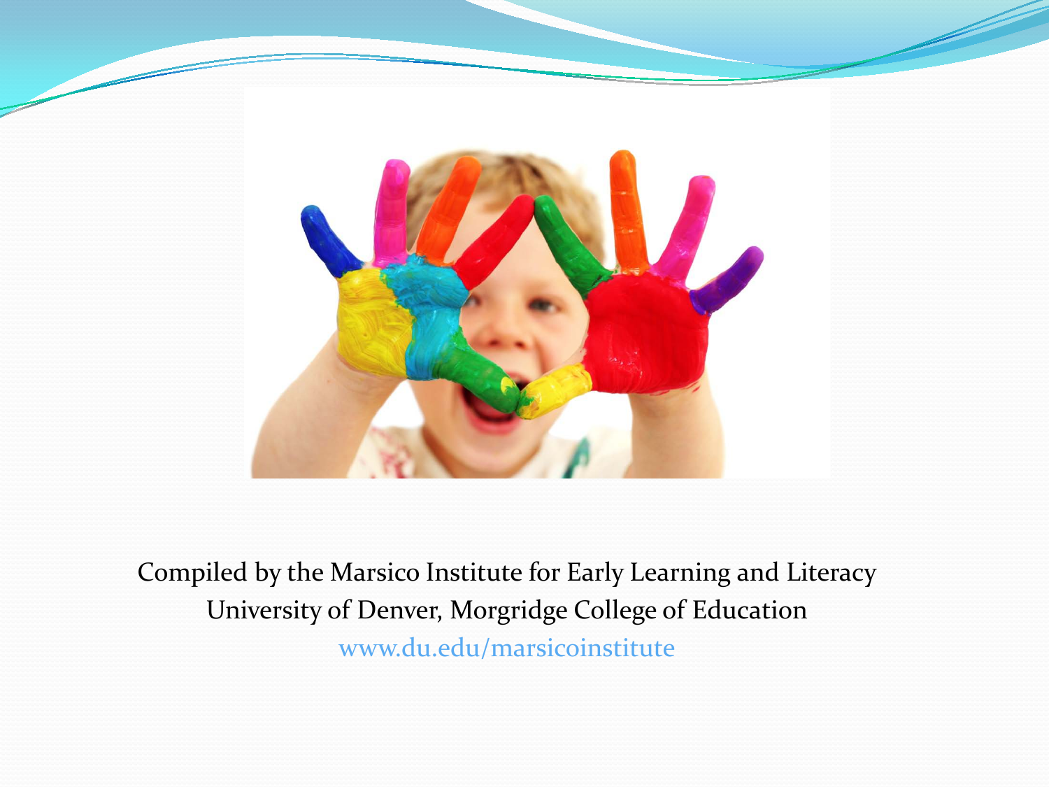Compiled by the Marsico Institute for Early Learning and Literacy

University of Denver, Morgridge College of Education

www.du.edu/marsicoinstitute